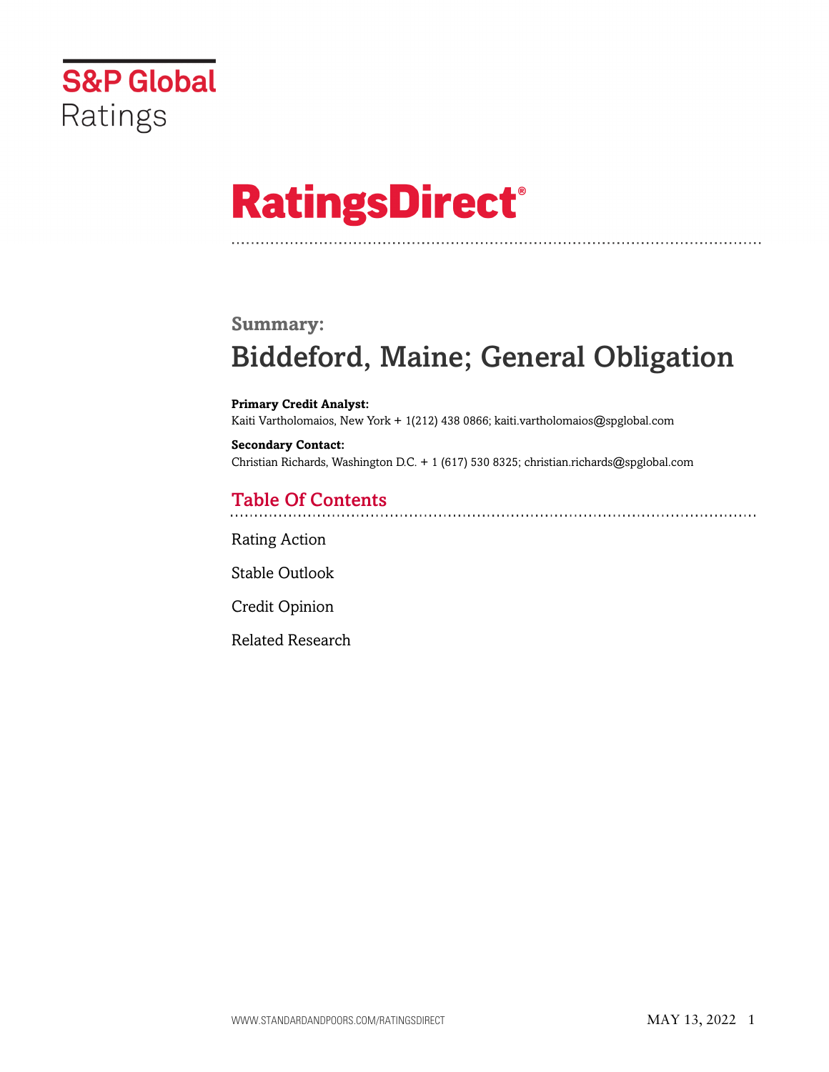S&P Global Ratings

# RatingsDirect®

## Summary:

# Biddeford, Maine; General Obligation

**Primary Credit Analyst:**
Kaiti Vartholomaios, New York + 1(212) 438 0866; kaiti.vartholomaios@spglobal.com

**Secondary Contact:**
Christian Richards, Washington D.C. + 1 (617) 530 8325; christian.richards@spglobal.com

## Table Of Contents

Rating Action

Stable Outlook

Credit Opinion

Related Research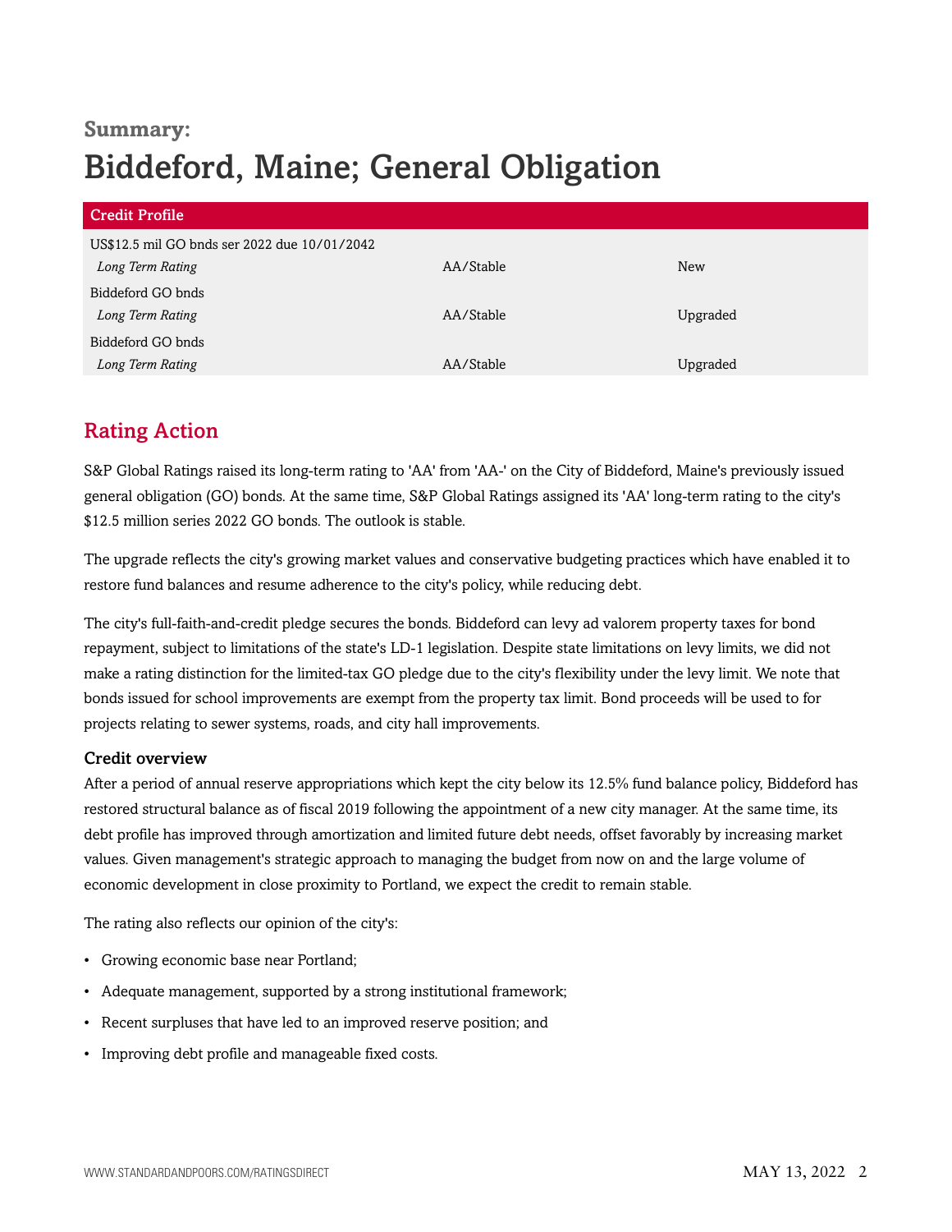**Summary:**

# Biddeford, Maine; General Obligation

| Credit Profile | | |
|---|---|---|
| US$12.5 mil GO bnds ser 2022 due 10/01/2042 | | |
| *Long Term Rating* | AA/Stable | New |
| Biddeford GO bnds | | |
| *Long Term Rating* | AA/Stable | Upgraded |
| Biddeford GO bnds | | |
| *Long Term Rating* | AA/Stable | Upgraded |

## Rating Action

S&P Global Ratings raised its long-term rating to 'AA' from 'AA-' on the City of Biddeford, Maine's previously issued general obligation (GO) bonds. At the same time, S&P Global Ratings assigned its 'AA' long-term rating to the city's $12.5 million series 2022 GO bonds. The outlook is stable.

The upgrade reflects the city's growing market values and conservative budgeting practices which have enabled it to restore fund balances and resume adherence to the city's policy, while reducing debt.

The city's full-faith-and-credit pledge secures the bonds. Biddeford can levy ad valorem property taxes for bond repayment, subject to limitations of the state's LD-1 legislation. Despite state limitations on levy limits, we did not make a rating distinction for the limited-tax GO pledge due to the city's flexibility under the levy limit. We note that bonds issued for school improvements are exempt from the property tax limit. Bond proceeds will be used to for projects relating to sewer systems, roads, and city hall improvements.

### Credit overview

After a period of annual reserve appropriations which kept the city below its 12.5% fund balance policy, Biddeford has restored structural balance as of fiscal 2019 following the appointment of a new city manager. At the same time, its debt profile has improved through amortization and limited future debt needs, offset favorably by increasing market values. Given management's strategic approach to managing the budget from now on and the large volume of economic development in close proximity to Portland, we expect the credit to remain stable.

The rating also reflects our opinion of the city's:

- Growing economic base near Portland;
- Adequate management, supported by a strong institutional framework;
- Recent surpluses that have led to an improved reserve position; and
- Improving debt profile and manageable fixed costs.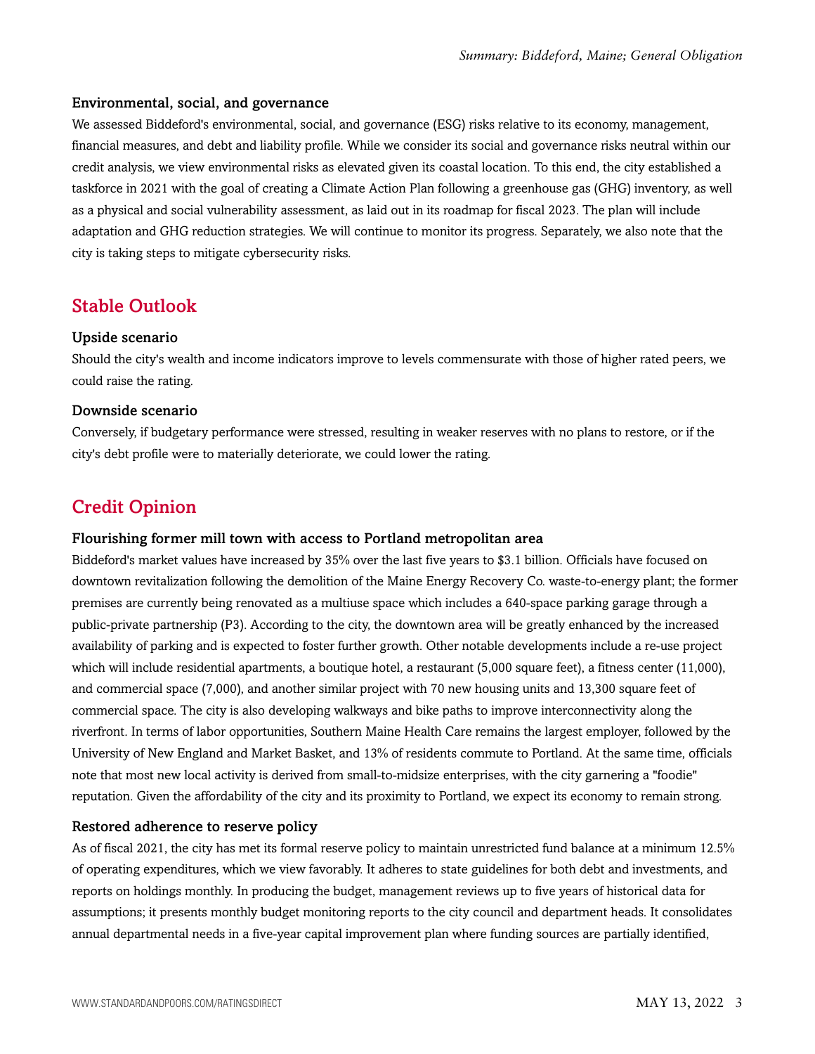### Environmental, social, and governance

We assessed Biddeford's environmental, social, and governance (ESG) risks relative to its economy, management, financial measures, and debt and liability profile. While we consider its social and governance risks neutral within our credit analysis, we view environmental risks as elevated given its coastal location. To this end, the city established a taskforce in 2021 with the goal of creating a Climate Action Plan following a greenhouse gas (GHG) inventory, as well as a physical and social vulnerability assessment, as laid out in its roadmap for fiscal 2023. The plan will include adaptation and GHG reduction strategies. We will continue to monitor its progress. Separately, we also note that the city is taking steps to mitigate cybersecurity risks.

## Stable Outlook

### Upside scenario

Should the city's wealth and income indicators improve to levels commensurate with those of higher rated peers, we could raise the rating.

### Downside scenario

Conversely, if budgetary performance were stressed, resulting in weaker reserves with no plans to restore, or if the city's debt profile were to materially deteriorate, we could lower the rating.

## Credit Opinion

### Flourishing former mill town with access to Portland metropolitan area

Biddeford's market values have increased by 35% over the last five years to $3.1 billion. Officials have focused on downtown revitalization following the demolition of the Maine Energy Recovery Co. waste-to-energy plant; the former premises are currently being renovated as a multiuse space which includes a 640-space parking garage through a public-private partnership (P3). According to the city, the downtown area will be greatly enhanced by the increased availability of parking and is expected to foster further growth. Other notable developments include a re-use project which will include residential apartments, a boutique hotel, a restaurant (5,000 square feet), a fitness center (11,000), and commercial space (7,000), and another similar project with 70 new housing units and 13,300 square feet of commercial space. The city is also developing walkways and bike paths to improve interconnectivity along the riverfront. In terms of labor opportunities, Southern Maine Health Care remains the largest employer, followed by the University of New England and Market Basket, and 13% of residents commute to Portland. At the same time, officials note that most new local activity is derived from small-to-midsize enterprises, with the city garnering a "foodie" reputation. Given the affordability of the city and its proximity to Portland, we expect its economy to remain strong.

### Restored adherence to reserve policy

As of fiscal 2021, the city has met its formal reserve policy to maintain unrestricted fund balance at a minimum 12.5% of operating expenditures, which we view favorably. It adheres to state guidelines for both debt and investments, and reports on holdings monthly. In producing the budget, management reviews up to five years of historical data for assumptions; it presents monthly budget monitoring reports to the city council and department heads. It consolidates annual departmental needs in a five-year capital improvement plan where funding sources are partially identified,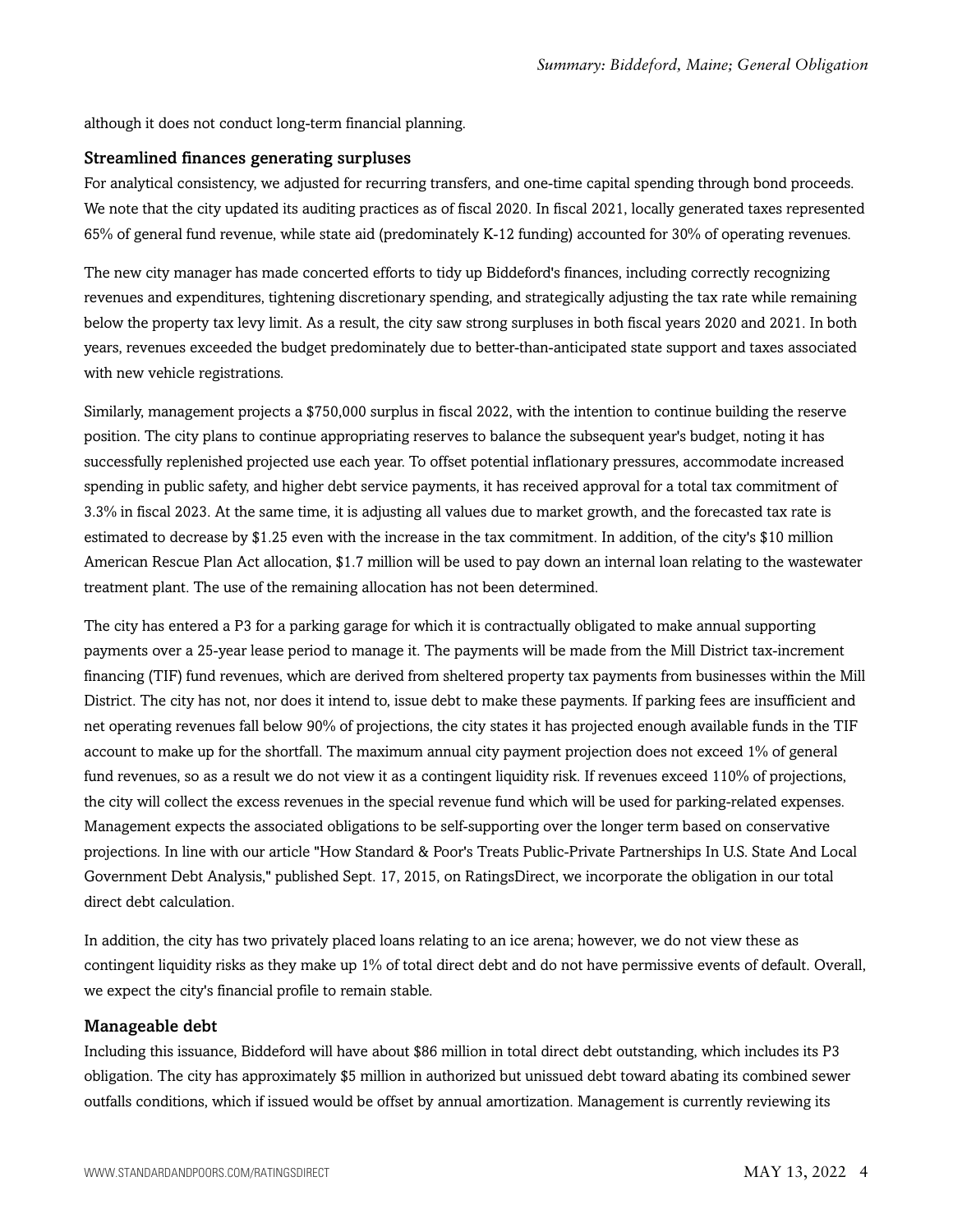although it does not conduct long-term financial planning.

### Streamlined finances generating surpluses

For analytical consistency, we adjusted for recurring transfers, and one-time capital spending through bond proceeds. We note that the city updated its auditing practices as of fiscal 2020. In fiscal 2021, locally generated taxes represented 65% of general fund revenue, while state aid (predominately K-12 funding) accounted for 30% of operating revenues.

The new city manager has made concerted efforts to tidy up Biddeford's finances, including correctly recognizing revenues and expenditures, tightening discretionary spending, and strategically adjusting the tax rate while remaining below the property tax levy limit. As a result, the city saw strong surpluses in both fiscal years 2020 and 2021. In both years, revenues exceeded the budget predominately due to better-than-anticipated state support and taxes associated with new vehicle registrations.

Similarly, management projects a $750,000 surplus in fiscal 2022, with the intention to continue building the reserve position. The city plans to continue appropriating reserves to balance the subsequent year's budget, noting it has successfully replenished projected use each year. To offset potential inflationary pressures, accommodate increased spending in public safety, and higher debt service payments, it has received approval for a total tax commitment of 3.3% in fiscal 2023. At the same time, it is adjusting all values due to market growth, and the forecasted tax rate is estimated to decrease by $1.25 even with the increase in the tax commitment. In addition, of the city's $10 million American Rescue Plan Act allocation, $1.7 million will be used to pay down an internal loan relating to the wastewater treatment plant. The use of the remaining allocation has not been determined.

The city has entered a P3 for a parking garage for which it is contractually obligated to make annual supporting payments over a 25-year lease period to manage it. The payments will be made from the Mill District tax-increment financing (TIF) fund revenues, which are derived from sheltered property tax payments from businesses within the Mill District. The city has not, nor does it intend to, issue debt to make these payments. If parking fees are insufficient and net operating revenues fall below 90% of projections, the city states it has projected enough available funds in the TIF account to make up for the shortfall. The maximum annual city payment projection does not exceed 1% of general fund revenues, so as a result we do not view it as a contingent liquidity risk. If revenues exceed 110% of projections, the city will collect the excess revenues in the special revenue fund which will be used for parking-related expenses. Management expects the associated obligations to be self-supporting over the longer term based on conservative projections. In line with our article "How Standard & Poor's Treats Public-Private Partnerships In U.S. State And Local Government Debt Analysis," published Sept. 17, 2015, on RatingsDirect, we incorporate the obligation in our total direct debt calculation.

In addition, the city has two privately placed loans relating to an ice arena; however, we do not view these as contingent liquidity risks as they make up 1% of total direct debt and do not have permissive events of default. Overall, we expect the city's financial profile to remain stable.

### Manageable debt

Including this issuance, Biddeford will have about $86 million in total direct debt outstanding, which includes its P3 obligation. The city has approximately $5 million in authorized but unissued debt toward abating its combined sewer outfalls conditions, which if issued would be offset by annual amortization. Management is currently reviewing its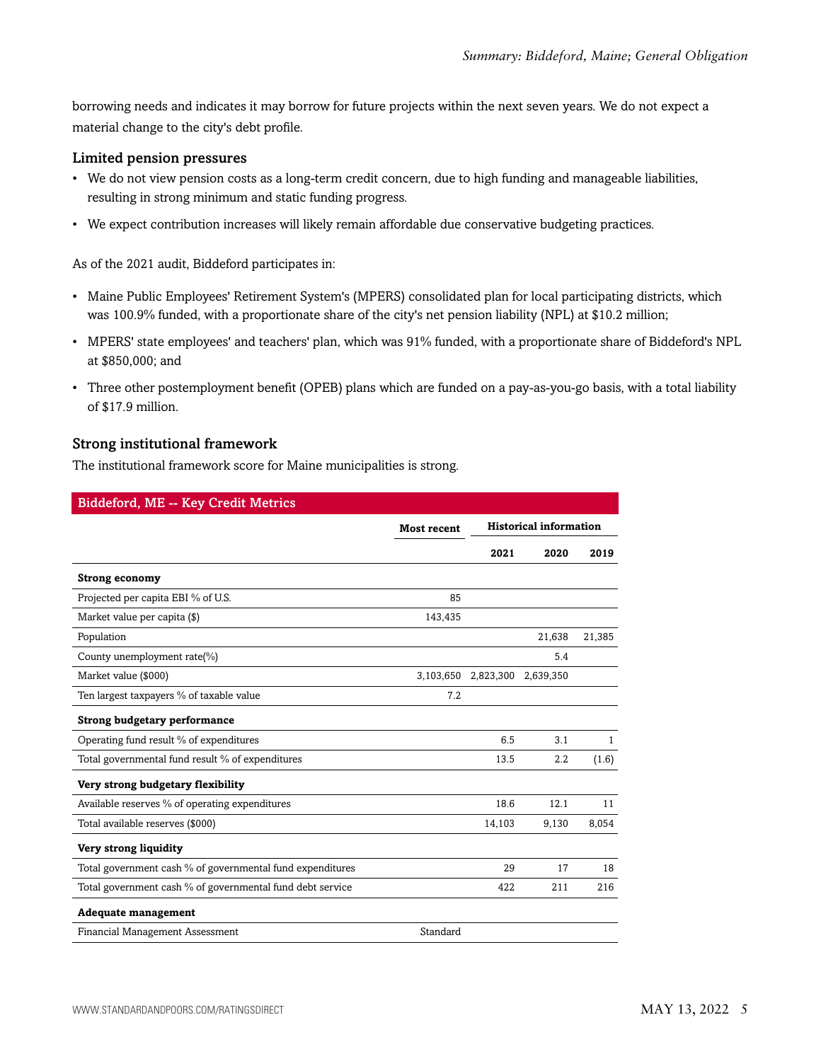borrowing needs and indicates it may borrow for future projects within the next seven years. We do not expect a material change to the city's debt profile.

### Limited pension pressures

- We do not view pension costs as a long-term credit concern, due to high funding and manageable liabilities, resulting in strong minimum and static funding progress.
- We expect contribution increases will likely remain affordable due conservative budgeting practices.

As of the 2021 audit, Biddeford participates in:

- Maine Public Employees' Retirement System's (MPERS) consolidated plan for local participating districts, which was 100.9% funded, with a proportionate share of the city's net pension liability (NPL) at $10.2 million;
- MPERS' state employees' and teachers' plan, which was 91% funded, with a proportionate share of Biddeford's NPL at $850,000; and
- Three other postemployment benefit (OPEB) plans which are funded on a pay-as-you-go basis, with a total liability of $17.9 million.

### Strong institutional framework

The institutional framework score for Maine municipalities is strong.

**Biddeford, ME -- Key Credit Metrics**

| | Most recent | Historical information | | |
|---|---|---|---|---|
| | | 2021 | 2020 | 2019 |
| **Strong economy** | | | | |
| Projected per capita EBI % of U.S. | 85 | | | |
| Market value per capita ($) | 143,435 | | | |
| Population | | | 21,638 | 21,385 |
| County unemployment rate(%) | | | 5.4 | |
| Market value ($000) | 3,103,650 | 2,823,300 | 2,639,350 | |
| Ten largest taxpayers % of taxable value | 7.2 | | | |
| **Strong budgetary performance** | | | | |
| Operating fund result % of expenditures | | 6.5 | 3.1 | 1 |
| Total governmental fund result % of expenditures | | 13.5 | 2.2 | (1.6) |
| **Very strong budgetary flexibility** | | | | |
| Available reserves % of operating expenditures | | 18.6 | 12.1 | 11 |
| Total available reserves ($000) | | 14,103 | 9,130 | 8,054 |
| **Very strong liquidity** | | | | |
| Total government cash % of governmental fund expenditures | | 29 | 17 | 18 |
| Total government cash % of governmental fund debt service | | 422 | 211 | 216 |
| **Adequate management** | | | | |
| Financial Management Assessment | Standard | | | |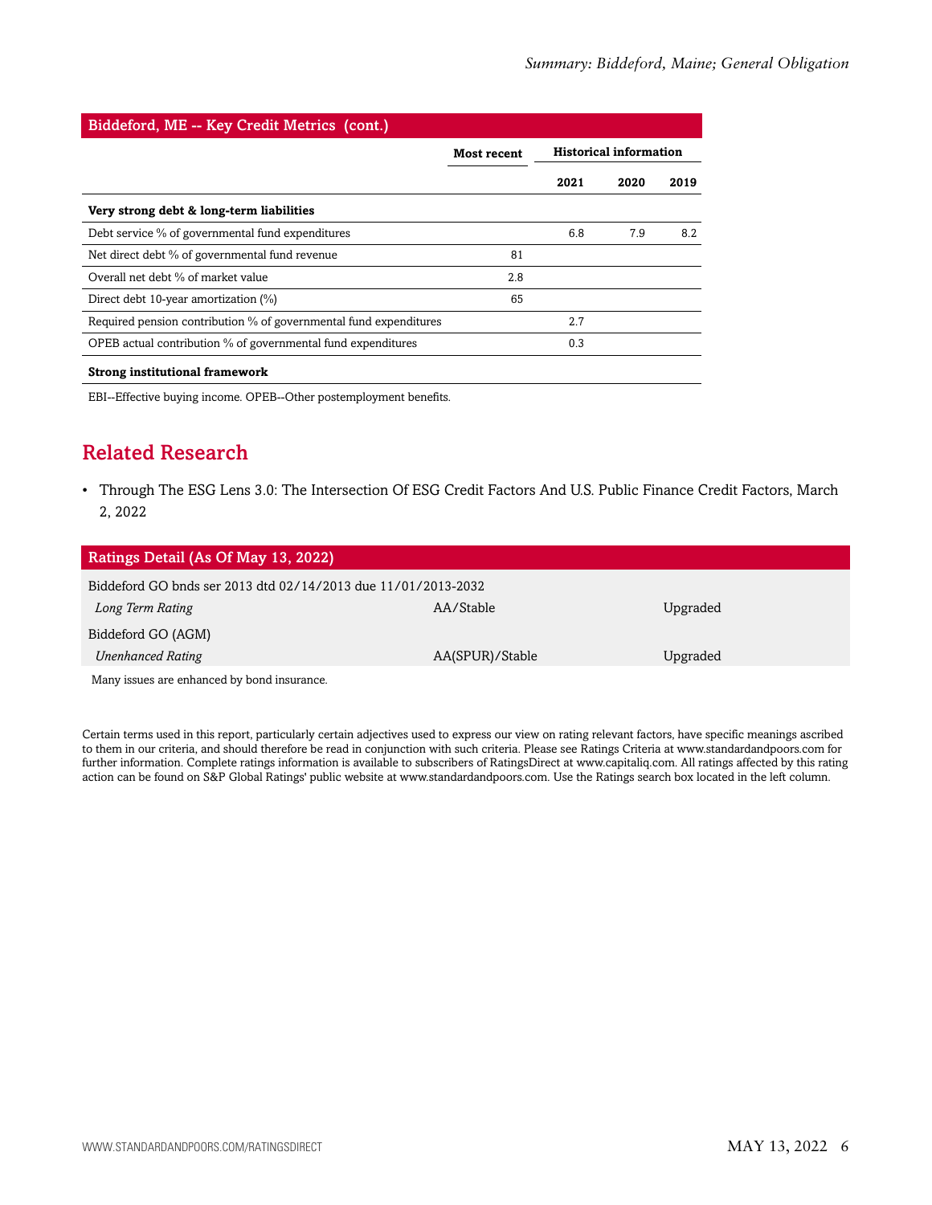| Biddeford, ME -- Key Credit Metrics (cont.) | | | | |
|---|---|---|---|---|
| | Most recent | Historical information | | |
| | | 2021 | 2020 | 2019 |
| **Very strong debt & long-term liabilities** | | | | |
| Debt service % of governmental fund expenditures | | 6.8 | 7.9 | 8.2 |
| Net direct debt % of governmental fund revenue | 81 | | | |
| Overall net debt % of market value | 2.8 | | | |
| Direct debt 10-year amortization (%) | 65 | | | |
| Required pension contribution % of governmental fund expenditures | | 2.7 | | |
| OPEB actual contribution % of governmental fund expenditures | | 0.3 | | |
| **Strong institutional framework** | | | | |

EBI--Effective buying income. OPEB--Other postemployment benefits.

## Related Research

- Through The ESG Lens 3.0: The Intersection Of ESG Credit Factors And U.S. Public Finance Credit Factors, March 2, 2022

| Ratings Detail (As Of May 13, 2022) | | |
|---|---|---|
| Biddeford GO bnds ser 2013 dtd 02/14/2013 due 11/01/2013-2032 | | |
| *Long Term Rating* | AA/Stable | Upgraded |
| Biddeford GO (AGM) | | |
| *Unenhanced Rating* | AA(SPUR)/Stable | Upgraded |

Many issues are enhanced by bond insurance.

Certain terms used in this report, particularly certain adjectives used to express our view on rating relevant factors, have specific meanings ascribed to them in our criteria, and should therefore be read in conjunction with such criteria. Please see Ratings Criteria at www.standardandpoors.com for further information. Complete ratings information is available to subscribers of RatingsDirect at www.capitaliq.com. All ratings affected by this rating action can be found on S&P Global Ratings' public website at www.standardandpoors.com. Use the Ratings search box located in the left column.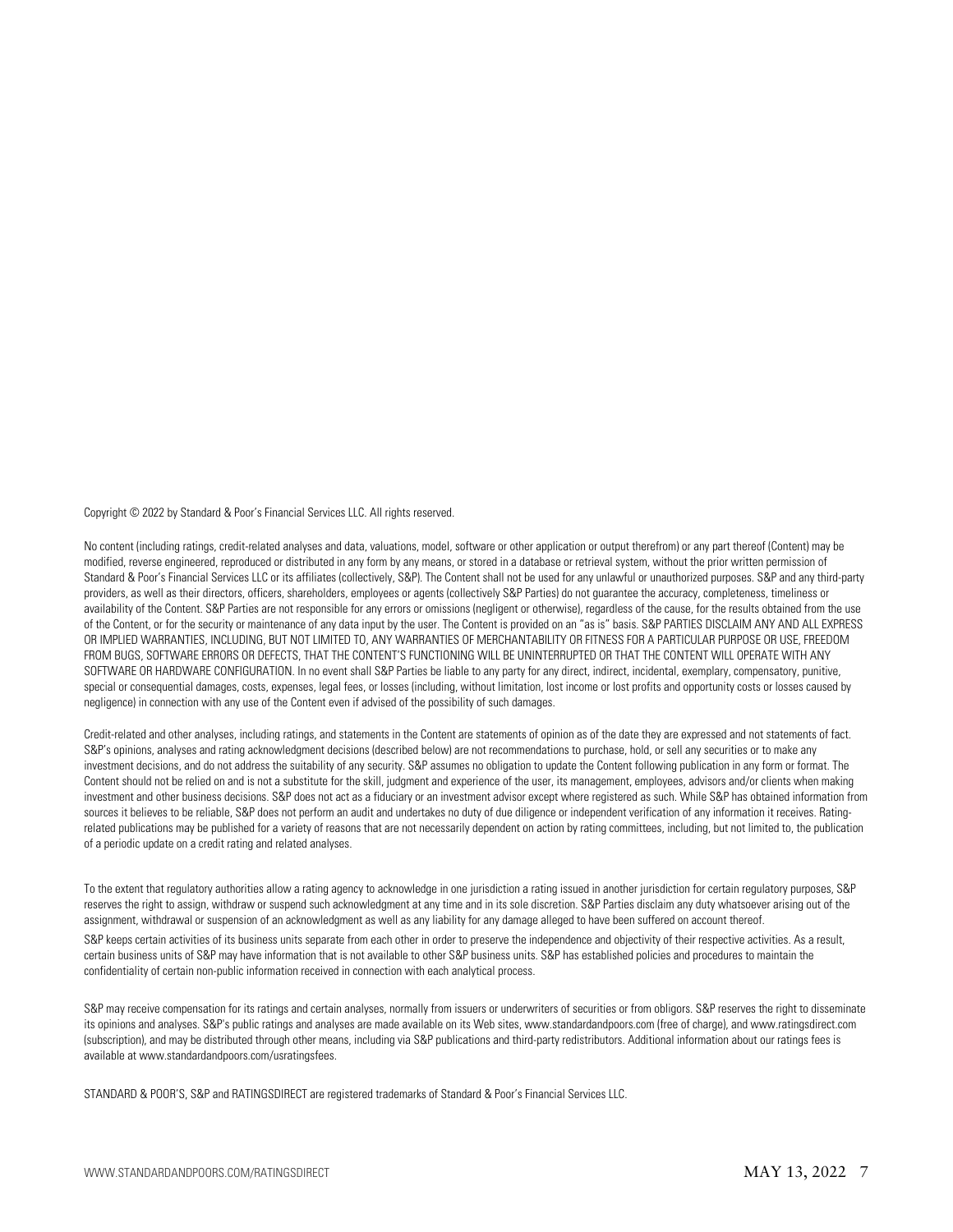Copyright © 2022 by Standard & Poor's Financial Services LLC. All rights reserved.

No content (including ratings, credit-related analyses and data, valuations, model, software or other application or output therefrom) or any part thereof (Content) may be modified, reverse engineered, reproduced or distributed in any form by any means, or stored in a database or retrieval system, without the prior written permission of Standard & Poor's Financial Services LLC or its affiliates (collectively, S&P). The Content shall not be used for any unlawful or unauthorized purposes. S&P and any third-party providers, as well as their directors, officers, shareholders, employees or agents (collectively S&P Parties) do not guarantee the accuracy, completeness, timeliness or availability of the Content. S&P Parties are not responsible for any errors or omissions (negligent or otherwise), regardless of the cause, for the results obtained from the use of the Content, or for the security or maintenance of any data input by the user. The Content is provided on an "as is" basis. S&P PARTIES DISCLAIM ANY AND ALL EXPRESS OR IMPLIED WARRANTIES, INCLUDING, BUT NOT LIMITED TO, ANY WARRANTIES OF MERCHANTABILITY OR FITNESS FOR A PARTICULAR PURPOSE OR USE, FREEDOM FROM BUGS, SOFTWARE ERRORS OR DEFECTS, THAT THE CONTENT'S FUNCTIONING WILL BE UNINTERRUPTED OR THAT THE CONTENT WILL OPERATE WITH ANY SOFTWARE OR HARDWARE CONFIGURATION. In no event shall S&P Parties be liable to any party for any direct, indirect, incidental, exemplary, compensatory, punitive, special or consequential damages, costs, expenses, legal fees, or losses (including, without limitation, lost income or lost profits and opportunity costs or losses caused by negligence) in connection with any use of the Content even if advised of the possibility of such damages.

Credit-related and other analyses, including ratings, and statements in the Content are statements of opinion as of the date they are expressed and not statements of fact. S&P's opinions, analyses and rating acknowledgment decisions (described below) are not recommendations to purchase, hold, or sell any securities or to make any investment decisions, and do not address the suitability of any security. S&P assumes no obligation to update the Content following publication in any form or format. The Content should not be relied on and is not a substitute for the skill, judgment and experience of the user, its management, employees, advisors and/or clients when making investment and other business decisions. S&P does not act as a fiduciary or an investment advisor except where registered as such. While S&P has obtained information from sources it believes to be reliable, S&P does not perform an audit and undertakes no duty of due diligence or independent verification of any information it receives. Rating-related publications may be published for a variety of reasons that are not necessarily dependent on action by rating committees, including, but not limited to, the publication of a periodic update on a credit rating and related analyses.

To the extent that regulatory authorities allow a rating agency to acknowledge in one jurisdiction a rating issued in another jurisdiction for certain regulatory purposes, S&P reserves the right to assign, withdraw or suspend such acknowledgment at any time and in its sole discretion. S&P Parties disclaim any duty whatsoever arising out of the assignment, withdrawal or suspension of an acknowledgment as well as any liability for any damage alleged to have been suffered on account thereof.

S&P keeps certain activities of its business units separate from each other in order to preserve the independence and objectivity of their respective activities. As a result, certain business units of S&P may have information that is not available to other S&P business units. S&P has established policies and procedures to maintain the confidentiality of certain non-public information received in connection with each analytical process.

S&P may receive compensation for its ratings and certain analyses, normally from issuers or underwriters of securities or from obligors. S&P reserves the right to disseminate its opinions and analyses. S&P's public ratings and analyses are made available on its Web sites, www.standardandpoors.com (free of charge), and www.ratingsdirect.com (subscription), and may be distributed through other means, including via S&P publications and third-party redistributors. Additional information about our ratings fees is available at www.standardandpoors.com/usratingsfees.

STANDARD & POOR'S, S&P and RATINGSDIRECT are registered trademarks of Standard & Poor's Financial Services LLC.